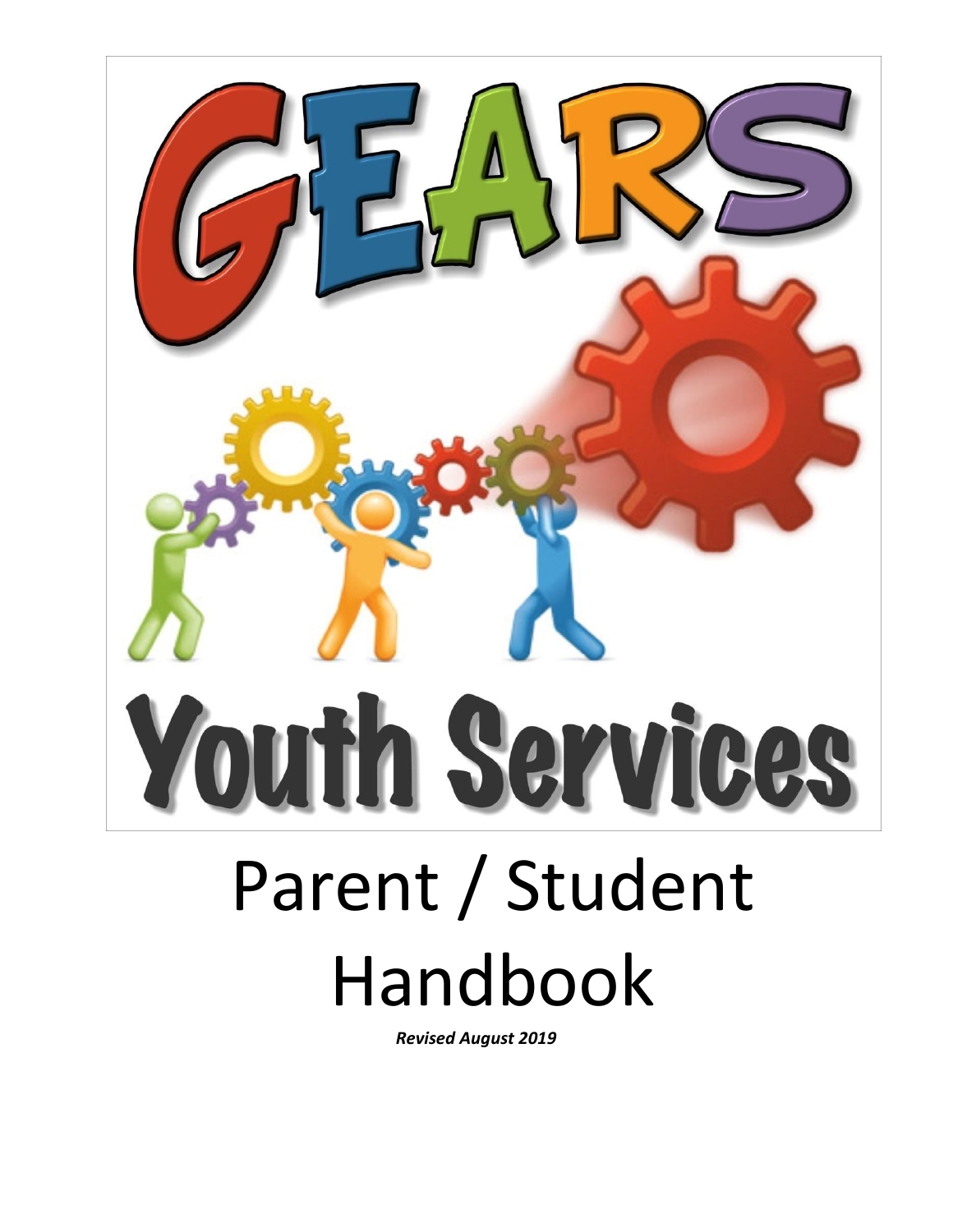# GEARS

# Youth Services

# Parent / Student Handbook

***Revised August 2019***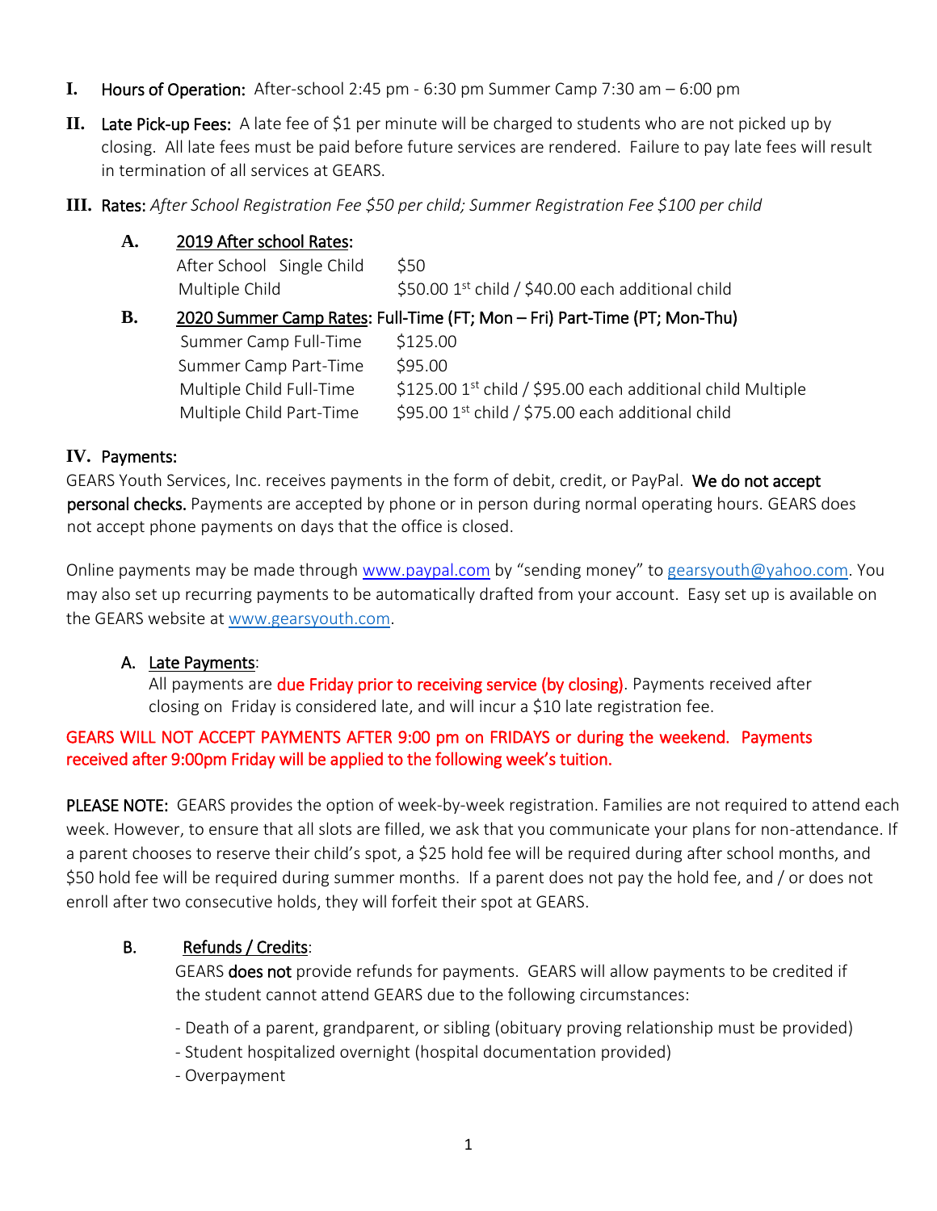**I. Hours of Operation:** After-school 2:45 pm - 6:30 pm Summer Camp 7:30 am – 6:00 pm

**II. Late Pick-up Fees:** A late fee of $1 per minute will be charged to students who are not picked up by closing. All late fees must be paid before future services are rendered. Failure to pay late fees will result in termination of all services at GEARS.

**III. Rates:** *After School Registration Fee $50 per child; Summer Registration Fee $100 per child*

**A.** 2019 After school Rates:

| | |
|---|---|
| After School Single Child | $50 |
| Multiple Child | $50.00 1st child / $40.00 each additional child |

**B.** 2020 Summer Camp Rates: Full-Time (FT; Mon – Fri) Part-Time (PT; Mon-Thu)

| | |
|---|---|
| Summer Camp Full-Time | $125.00 |
| Summer Camp Part-Time | $95.00 |
| Multiple Child Full-Time | $125.00 1st child / $95.00 each additional child Multiple |
| Multiple Child Part-Time | $95.00 1st child / $75.00 each additional child |

**IV. Payments:**

GEARS Youth Services, Inc. receives payments in the form of debit, credit, or PayPal. **We do not accept personal checks.** Payments are accepted by phone or in person during normal operating hours. GEARS does not accept phone payments on days that the office is closed.

Online payments may be made through www.paypal.com by "sending money" to gearsyouth@yahoo.com. You may also set up recurring payments to be automatically drafted from your account. Easy set up is available on the GEARS website at www.gearsyouth.com.

A. Late Payments:

All payments are **due Friday prior to receiving service (by closing)**. Payments received after closing on Friday is considered late, and will incur a $10 late registration fee.

**GEARS WILL NOT ACCEPT PAYMENTS AFTER 9:00 pm on FRIDAYS or during the weekend. Payments received after 9:00pm Friday will be applied to the following week's tuition.**

**PLEASE NOTE:** GEARS provides the option of week-by-week registration. Families are not required to attend each week. However, to ensure that all slots are filled, we ask that you communicate your plans for non-attendance. If a parent chooses to reserve their child's spot, a $25 hold fee will be required during after school months, and $50 hold fee will be required during summer months. If a parent does not pay the hold fee, and / or does not enroll after two consecutive holds, they will forfeit their spot at GEARS.

B. Refunds / Credits:

GEARS **does not** provide refunds for payments. GEARS will allow payments to be credited if the student cannot attend GEARS due to the following circumstances:

- Death of a parent, grandparent, or sibling (obituary proving relationship must be provided)
- Student hospitalized overnight (hospital documentation provided)
- Overpayment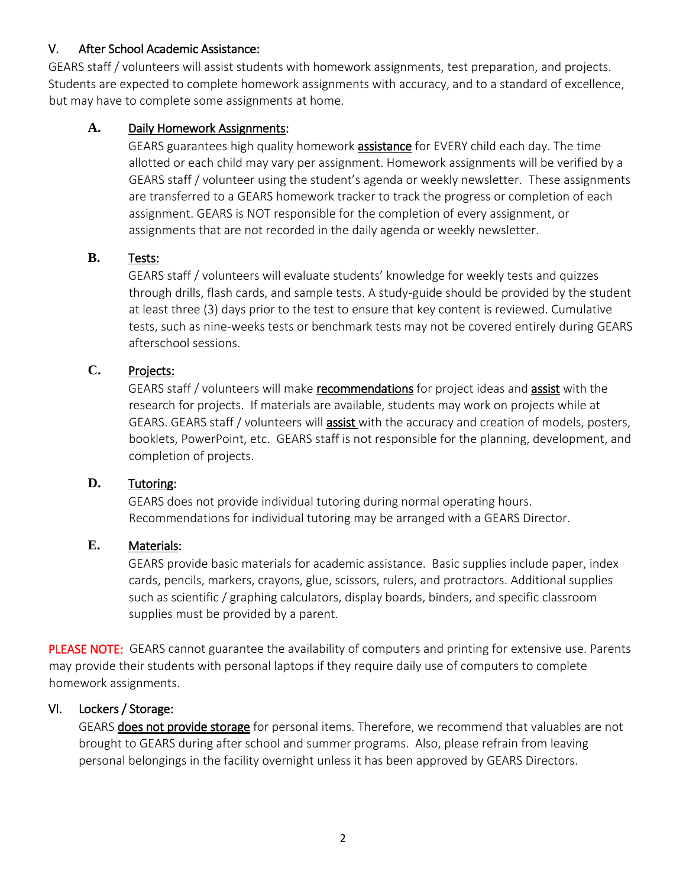## V. After School Academic Assistance:

GEARS staff / volunteers will assist students with homework assignments, test preparation, and projects. Students are expected to complete homework assignments with accuracy, and to a standard of excellence, but may have to complete some assignments at home.

### A. Daily Homework Assignments:

GEARS guarantees high quality homework **assistance** for EVERY child each day. The time allotted or each child may vary per assignment. Homework assignments will be verified by a GEARS staff / volunteer using the student's agenda or weekly newsletter. These assignments are transferred to a GEARS homework tracker to track the progress or completion of each assignment. GEARS is NOT responsible for the completion of every assignment, or assignments that are not recorded in the daily agenda or weekly newsletter.

### B. Tests:

GEARS staff / volunteers will evaluate students' knowledge for weekly tests and quizzes through drills, flash cards, and sample tests. A study-guide should be provided by the student at least three (3) days prior to the test to ensure that key content is reviewed. Cumulative tests, such as nine-weeks tests or benchmark tests may not be covered entirely during GEARS afterschool sessions.

### C. Projects:

GEARS staff / volunteers will make **recommendations** for project ideas and **assist** with the research for projects. If materials are available, students may work on projects while at GEARS. GEARS staff / volunteers will **assist** with the accuracy and creation of models, posters, booklets, PowerPoint, etc. GEARS staff is not responsible for the planning, development, and completion of projects.

### D. Tutoring:

GEARS does not provide individual tutoring during normal operating hours. Recommendations for individual tutoring may be arranged with a GEARS Director.

### E. Materials:

GEARS provide basic materials for academic assistance. Basic supplies include paper, index cards, pencils, markers, crayons, glue, scissors, rulers, and protractors. Additional supplies such as scientific / graphing calculators, display boards, binders, and specific classroom supplies must be provided by a parent.

**PLEASE NOTE:** GEARS cannot guarantee the availability of computers and printing for extensive use. Parents may provide their students with personal laptops if they require daily use of computers to complete homework assignments.

## VI. Lockers / Storage:

GEARS **does not provide storage** for personal items. Therefore, we recommend that valuables are not brought to GEARS during after school and summer programs. Also, please refrain from leaving personal belongings in the facility overnight unless it has been approved by GEARS Directors.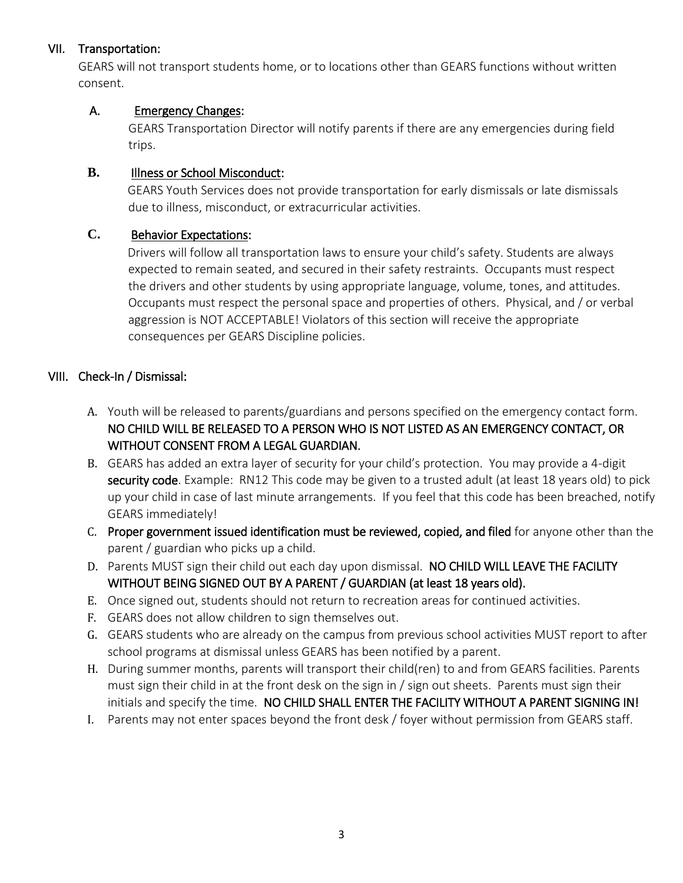## VII. Transportation:

GEARS will not transport students home, or to locations other than GEARS functions without written consent.

### A. Emergency Changes:

GEARS Transportation Director will notify parents if there are any emergencies during field trips.

### B. Illness or School Misconduct:

GEARS Youth Services does not provide transportation for early dismissals or late dismissals due to illness, misconduct, or extracurricular activities.

### C. Behavior Expectations:

Drivers will follow all transportation laws to ensure your child's safety. Students are always expected to remain seated, and secured in their safety restraints. Occupants must respect the drivers and other students by using appropriate language, volume, tones, and attitudes. Occupants must respect the personal space and properties of others. Physical, and / or verbal aggression is NOT ACCEPTABLE! Violators of this section will receive the appropriate consequences per GEARS Discipline policies.

## VIII. Check-In / Dismissal:

A. Youth will be released to parents/guardians and persons specified on the emergency contact form. **NO CHILD WILL BE RELEASED TO A PERSON WHO IS NOT LISTED AS AN EMERGENCY CONTACT, OR WITHOUT CONSENT FROM A LEGAL GUARDIAN.**

B. GEARS has added an extra layer of security for your child's protection. You may provide a 4-digit **security code**. Example: RN12 This code may be given to a trusted adult (at least 18 years old) to pick up your child in case of last minute arrangements. If you feel that this code has been breached, notify GEARS immediately!

C. **Proper government issued identification must be reviewed, copied, and filed** for anyone other than the parent / guardian who picks up a child.

D. Parents MUST sign their child out each day upon dismissal. **NO CHILD WILL LEAVE THE FACILITY WITHOUT BEING SIGNED OUT BY A PARENT / GUARDIAN (at least 18 years old).**

E. Once signed out, students should not return to recreation areas for continued activities.

F. GEARS does not allow children to sign themselves out.

G. GEARS students who are already on the campus from previous school activities MUST report to after school programs at dismissal unless GEARS has been notified by a parent.

H. During summer months, parents will transport their child(ren) to and from GEARS facilities. Parents must sign their child in at the front desk on the sign in / sign out sheets. Parents must sign their initials and specify the time. **NO CHILD SHALL ENTER THE FACILITY WITHOUT A PARENT SIGNING IN!**

I. Parents may not enter spaces beyond the front desk / foyer without permission from GEARS staff.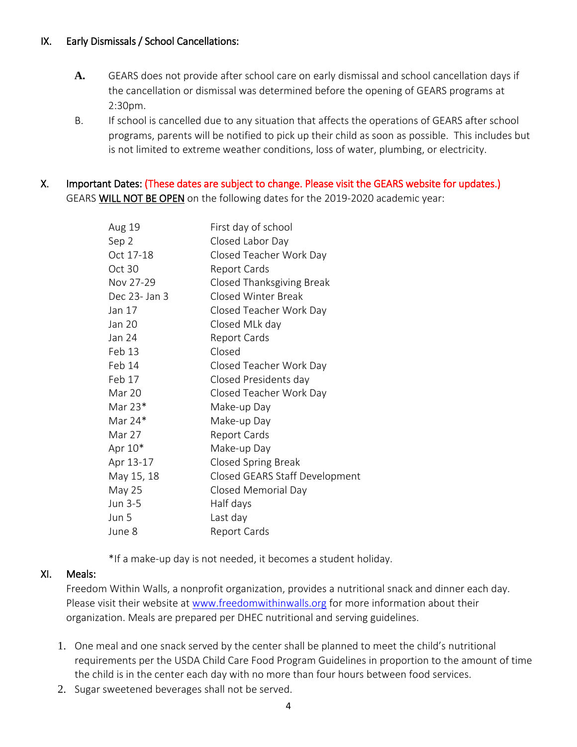## IX. Early Dismissals / School Cancellations:

A. GEARS does not provide after school care on early dismissal and school cancellation days if the cancellation or dismissal was determined before the opening of GEARS programs at 2:30pm.

B. If school is cancelled due to any situation that affects the operations of GEARS after school programs, parents will be notified to pick up their child as soon as possible. This includes but is not limited to extreme weather conditions, loss of water, plumbing, or electricity.

## X. Important Dates: (These dates are subject to change. Please visit the GEARS website for updates.)

GEARS WILL NOT BE OPEN on the following dates for the 2019-2020 academic year:

| | |
|---|---|
| Aug 19 | First day of school |
| Sep 2 | Closed Labor Day |
| Oct 17-18 | Closed Teacher Work Day |
| Oct 30 | Report Cards |
| Nov 27-29 | Closed Thanksgiving Break |
| Dec 23- Jan 3 | Closed Winter Break |
| Jan 17 | Closed Teacher Work Day |
| Jan 20 | Closed MLk day |
| Jan 24 | Report Cards |
| Feb 13 | Closed |
| Feb 14 | Closed Teacher Work Day |
| Feb 17 | Closed Presidents day |
| Mar 20 | Closed Teacher Work Day |
| Mar 23* | Make-up Day |
| Mar 24* | Make-up Day |
| Mar 27 | Report Cards |
| Apr 10* | Make-up Day |
| Apr 13-17 | Closed Spring Break |
| May 15, 18 | Closed GEARS Staff Development |
| May 25 | Closed Memorial Day |
| Jun 3-5 | Half days |
| Jun 5 | Last day |
| June 8 | Report Cards |

*If a make-up day is not needed, it becomes a student holiday.

## XI. Meals:

Freedom Within Walls, a nonprofit organization, provides a nutritional snack and dinner each day. Please visit their website at www.freedomwithinwalls.org for more information about their organization. Meals are prepared per DHEC nutritional and serving guidelines.

1. One meal and one snack served by the center shall be planned to meet the child's nutritional requirements per the USDA Child Care Food Program Guidelines in proportion to the amount of time the child is in the center each day with no more than four hours between food services.
2. Sugar sweetened beverages shall not be served.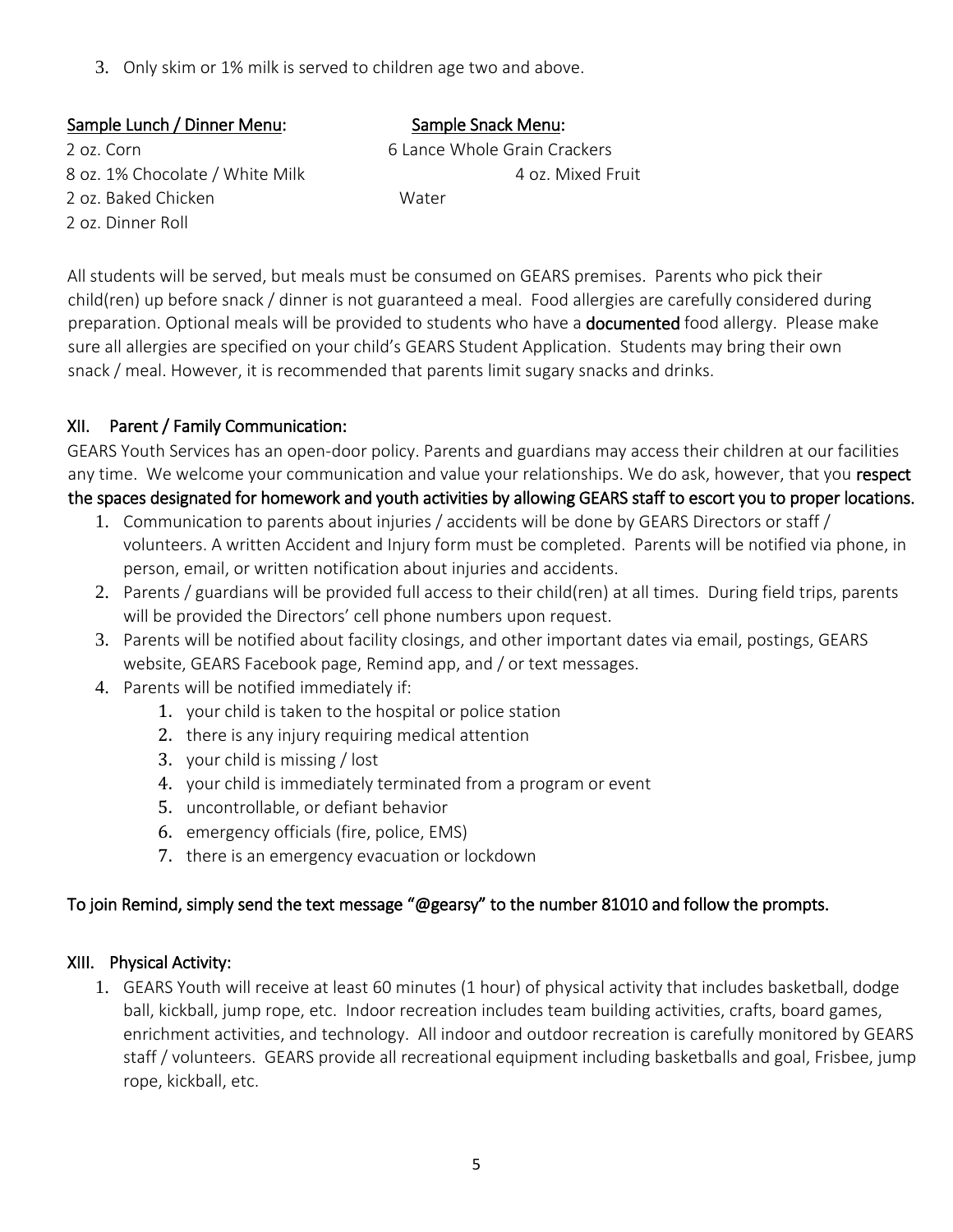3. Only skim or 1% milk is served to children age two and above.

<u>Sample Lunch / Dinner Menu</u>:

2 oz. Corn
8 oz. 1% Chocolate / White Milk
2 oz. Baked Chicken
2 oz. Dinner Roll

<u>Sample Snack Menu</u>:

6 Lance Whole Grain Crackers
4 oz. Mixed Fruit
Water

All students will be served, but meals must be consumed on GEARS premises. Parents who pick their child(ren) up before snack / dinner is not guaranteed a meal. Food allergies are carefully considered during preparation. Optional meals will be provided to students who have a **documented** food allergy. Please make sure all allergies are specified on your child's GEARS Student Application. Students may bring their own snack / meal. However, it is recommended that parents limit sugary snacks and drinks.

## XII. Parent / Family Communication:

GEARS Youth Services has an open-door policy. Parents and guardians may access their children at our facilities any time. We welcome your communication and value your relationships. We do ask, however, that you **respect the spaces designated for homework and youth activities by allowing GEARS staff to escort you to proper locations.**

1. Communication to parents about injuries / accidents will be done by GEARS Directors or staff / volunteers. A written Accident and Injury form must be completed. Parents will be notified via phone, in person, email, or written notification about injuries and accidents.
2. Parents / guardians will be provided full access to their child(ren) at all times. During field trips, parents will be provided the Directors' cell phone numbers upon request.
3. Parents will be notified about facility closings, and other important dates via email, postings, GEARS website, GEARS Facebook page, Remind app, and / or text messages.
4. Parents will be notified immediately if:
   1. your child is taken to the hospital or police station
   2. there is any injury requiring medical attention
   3. your child is missing / lost
   4. your child is immediately terminated from a program or event
   5. uncontrollable, or defiant behavior
   6. emergency officials (fire, police, EMS)
   7. there is an emergency evacuation or lockdown

**To join Remind, simply send the text message "@gearsy" to the number 81010 and follow the prompts.**

## XIII. Physical Activity:

1. GEARS Youth will receive at least 60 minutes (1 hour) of physical activity that includes basketball, dodge ball, kickball, jump rope, etc. Indoor recreation includes team building activities, crafts, board games, enrichment activities, and technology. All indoor and outdoor recreation is carefully monitored by GEARS staff / volunteers. GEARS provide all recreational equipment including basketballs and goal, Frisbee, jump rope, kickball, etc.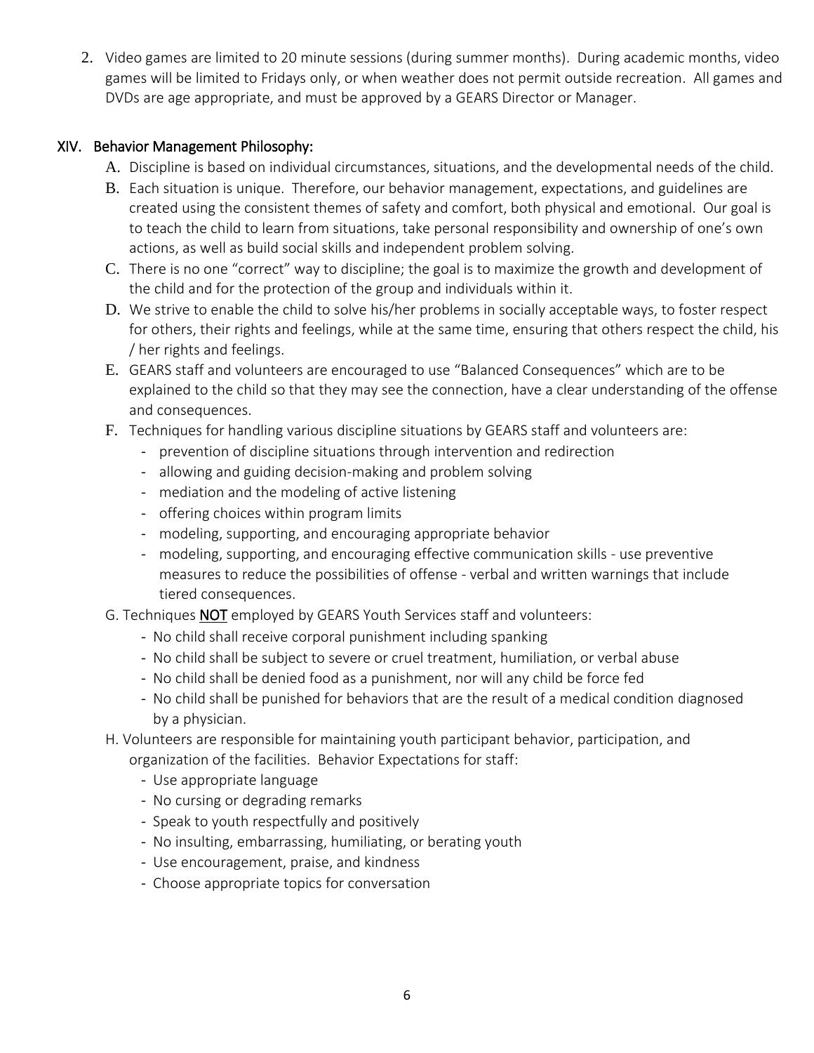2. Video games are limited to 20 minute sessions (during summer months). During academic months, video games will be limited to Fridays only, or when weather does not permit outside recreation. All games and DVDs are age appropriate, and must be approved by a GEARS Director or Manager.

## XIV. Behavior Management Philosophy:

A. Discipline is based on individual circumstances, situations, and the developmental needs of the child.

B. Each situation is unique. Therefore, our behavior management, expectations, and guidelines are created using the consistent themes of safety and comfort, both physical and emotional. Our goal is to teach the child to learn from situations, take personal responsibility and ownership of one's own actions, as well as build social skills and independent problem solving.

C. There is no one "correct" way to discipline; the goal is to maximize the growth and development of the child and for the protection of the group and individuals within it.

D. We strive to enable the child to solve his/her problems in socially acceptable ways, to foster respect for others, their rights and feelings, while at the same time, ensuring that others respect the child, his / her rights and feelings.

E. GEARS staff and volunteers are encouraged to use "Balanced Consequences" which are to be explained to the child so that they may see the connection, have a clear understanding of the offense and consequences.

F. Techniques for handling various discipline situations by GEARS staff and volunteers are:
- prevention of discipline situations through intervention and redirection
- allowing and guiding decision-making and problem solving
- mediation and the modeling of active listening
- offering choices within program limits
- modeling, supporting, and encouraging appropriate behavior
- modeling, supporting, and encouraging effective communication skills - use preventive measures to reduce the possibilities of offense - verbal and written warnings that include tiered consequences.

G. Techniques **NOT** employed by GEARS Youth Services staff and volunteers:
- No child shall receive corporal punishment including spanking
- No child shall be subject to severe or cruel treatment, humiliation, or verbal abuse
- No child shall be denied food as a punishment, nor will any child be force fed
- No child shall be punished for behaviors that are the result of a medical condition diagnosed by a physician.

H. Volunteers are responsible for maintaining youth participant behavior, participation, and organization of the facilities. Behavior Expectations for staff:
- Use appropriate language
- No cursing or degrading remarks
- Speak to youth respectfully and positively
- No insulting, embarrassing, humiliating, or berating youth
- Use encouragement, praise, and kindness
- Choose appropriate topics for conversation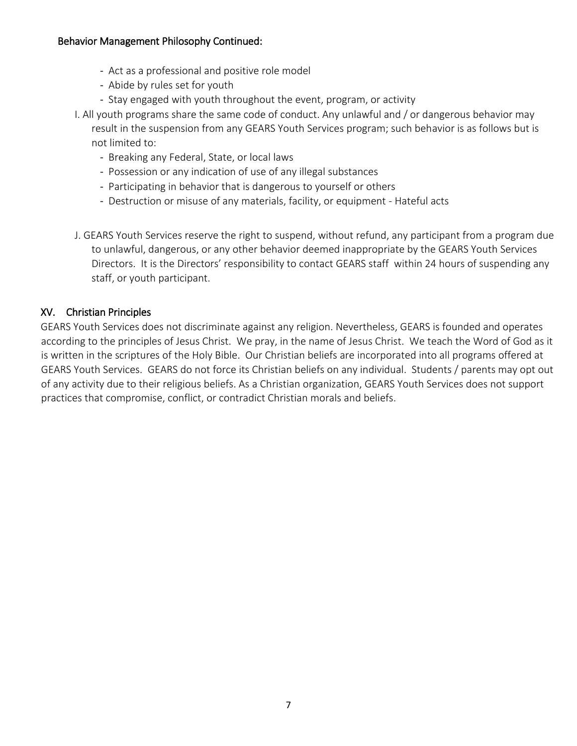Behavior Management Philosophy Continued:

- Act as a professional and positive role model
- Abide by rules set for youth
- Stay engaged with youth throughout the event, program, or activity

I. All youth programs share the same code of conduct. Any unlawful and / or dangerous behavior may result in the suspension from any GEARS Youth Services program; such behavior is as follows but is not limited to:

- Breaking any Federal, State, or local laws
- Possession or any indication of use of any illegal substances
- Participating in behavior that is dangerous to yourself or others
- Destruction or misuse of any materials, facility, or equipment - Hateful acts

J. GEARS Youth Services reserve the right to suspend, without refund, any participant from a program due to unlawful, dangerous, or any other behavior deemed inappropriate by the GEARS Youth Services Directors. It is the Directors' responsibility to contact GEARS staff within 24 hours of suspending any staff, or youth participant.

## XV. Christian Principles

GEARS Youth Services does not discriminate against any religion. Nevertheless, GEARS is founded and operates according to the principles of Jesus Christ. We pray, in the name of Jesus Christ. We teach the Word of God as it is written in the scriptures of the Holy Bible. Our Christian beliefs are incorporated into all programs offered at GEARS Youth Services. GEARS do not force its Christian beliefs on any individual. Students / parents may opt out of any activity due to their religious beliefs. As a Christian organization, GEARS Youth Services does not support practices that compromise, conflict, or contradict Christian morals and beliefs.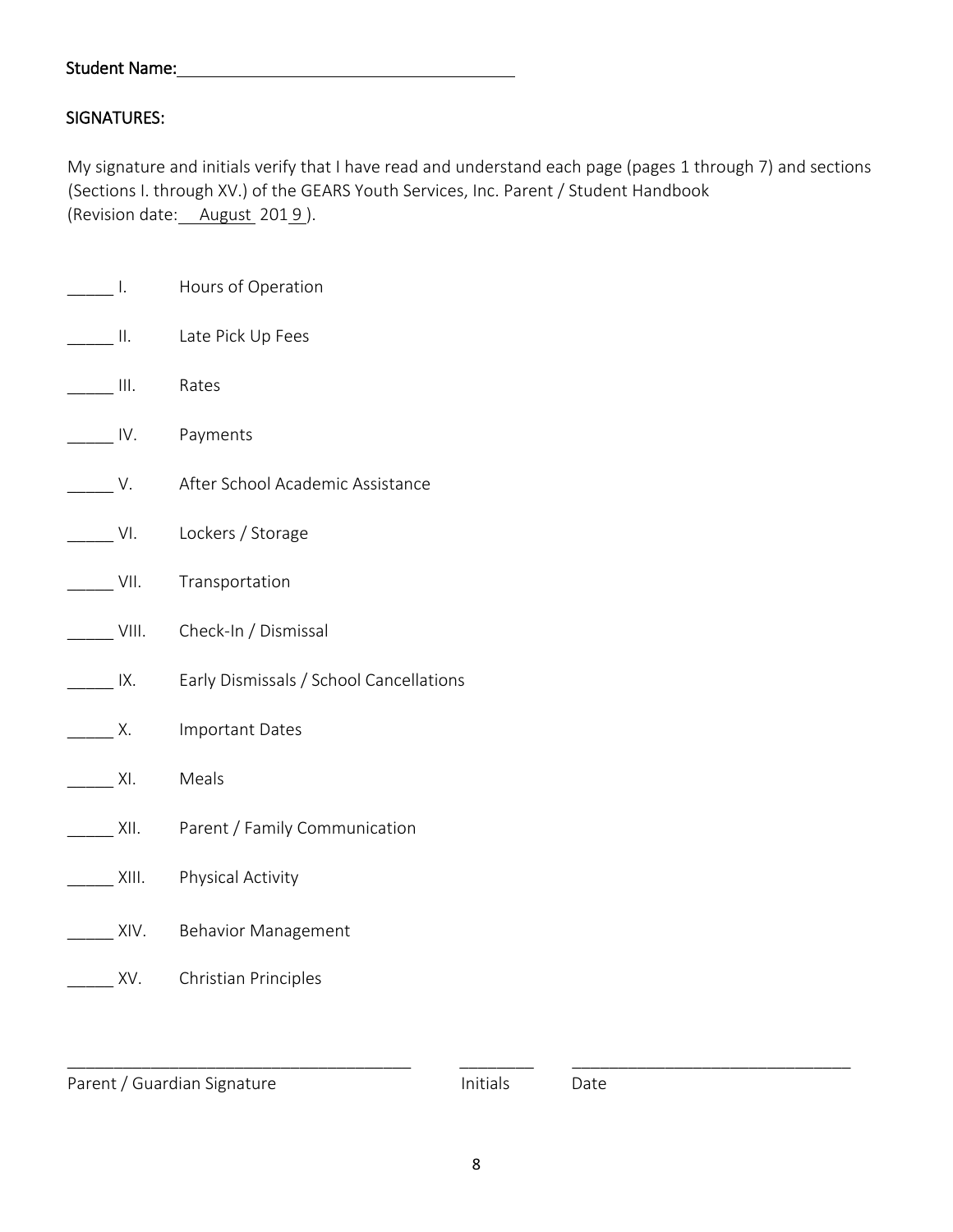Student Name:\_\_\_\_\_\_\_\_\_\_\_\_\_\_\_\_\_\_\_\_\_\_\_\_\_\_\_\_\_\_\_\_\_\_\_\_

SIGNATURES:

My signature and initials verify that I have read and understand each page (pages 1 through 7) and sections (Sections I. through XV.) of the GEARS Youth Services, Inc. Parent / Student Handbook (Revision date: August 2019).

_____ I. Hours of Operation

_____ II. Late Pick Up Fees

_____ III. Rates

_____ IV. Payments

_____ V. After School Academic Assistance

_____ VI. Lockers / Storage

_____ VII. Transportation

_____ VIII. Check-In / Dismissal

_____ IX. Early Dismissals / School Cancellations

_____ X. Important Dates

_____ XI. Meals

_____ XII. Parent / Family Communication

_____ XIII. Physical Activity

_____ XIV. Behavior Management

_____ XV. Christian Principles

_____________________________________ ________ ______________________________

Parent / Guardian Signature Initials Date